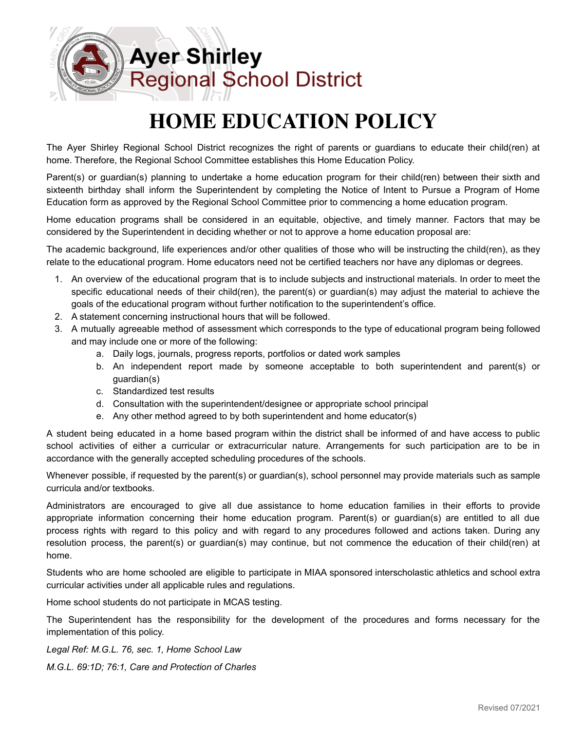Ayer Shirley
Regional School District

# HOME EDUCATION POLICY

The Ayer Shirley Regional School District recognizes the right of parents or guardians to educate their child(ren) at home. Therefore, the Regional School Committee establishes this Home Education Policy.

Parent(s) or guardian(s) planning to undertake a home education program for their child(ren) between their sixth and sixteenth birthday shall inform the Superintendent by completing the Notice of Intent to Pursue a Program of Home Education form as approved by the Regional School Committee prior to commencing a home education program.

Home education programs shall be considered in an equitable, objective, and timely manner. Factors that may be considered by the Superintendent in deciding whether or not to approve a home education proposal are:

The academic background, life experiences and/or other qualities of those who will be instructing the child(ren), as they relate to the educational program. Home educators need not be certified teachers nor have any diplomas or degrees.

1. An overview of the educational program that is to include subjects and instructional materials. In order to meet the specific educational needs of their child(ren), the parent(s) or guardian(s) may adjust the material to achieve the goals of the educational program without further notification to the superintendent's office.
2. A statement concerning instructional hours that will be followed.
3. A mutually agreeable method of assessment which corresponds to the type of educational program being followed and may include one or more of the following:
    a. Daily logs, journals, progress reports, portfolios or dated work samples
    b. An independent report made by someone acceptable to both superintendent and parent(s) or guardian(s)
    c. Standardized test results
    d. Consultation with the superintendent/designee or appropriate school principal
    e. Any other method agreed to by both superintendent and home educator(s)

A student being educated in a home based program within the district shall be informed of and have access to public school activities of either a curricular or extracurricular nature. Arrangements for such participation are to be in accordance with the generally accepted scheduling procedures of the schools.

Whenever possible, if requested by the parent(s) or guardian(s), school personnel may provide materials such as sample curricula and/or textbooks.

Administrators are encouraged to give all due assistance to home education families in their efforts to provide appropriate information concerning their home education program. Parent(s) or guardian(s) are entitled to all due process rights with regard to this policy and with regard to any procedures followed and actions taken. During any resolution process, the parent(s) or guardian(s) may continue, but not commence the education of their child(ren) at home.

Students who are home schooled are eligible to participate in MIAA sponsored interscholastic athletics and school extra curricular activities under all applicable rules and regulations.

Home school students do not participate in MCAS testing.

The Superintendent has the responsibility for the development of the procedures and forms necessary for the implementation of this policy.

*Legal Ref: M.G.L. 76, sec. 1, Home School Law*

*M.G.L. 69:1D; 76:1, Care and Protection of Charles*

Revised 07/2021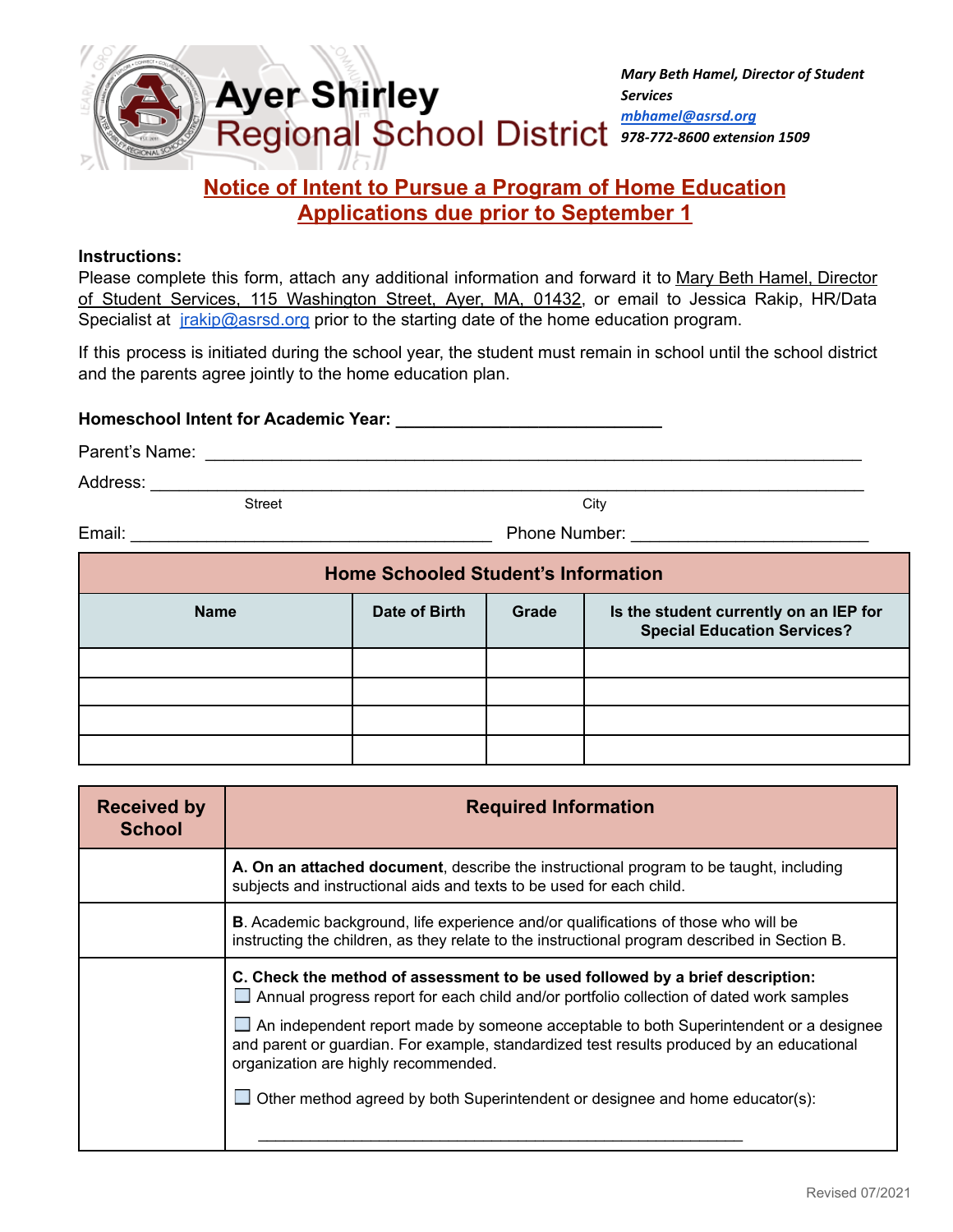# Ayer Shirley Regional School District

***Mary Beth Hamel, Director of Student Services***
***mbhamel@asrsd.org***
***978-772-8600 extension 1509***

## Notice of Intent to Pursue a Program of Home Education
## Applications due prior to September 1

**Instructions:**
Please complete this form, attach any additional information and forward it to Mary Beth Hamel, Director of Student Services, 115 Washington Street, Ayer, MA, 01432, or email to Jessica Rakip, HR/Data Specialist at jrakip@asrsd.org prior to the starting date of the home education program.

If this process is initiated during the school year, the student must remain in school until the school district and the parents agree jointly to the home education plan.

**Homeschool Intent for Academic Year:** ___________________________

Parent's Name: ___________________________________________________________________

Address: _________________________________________________________________________
Street City

Email: ____________________________________ Phone Number: ________________________

| Home Schooled Student's Information | | | |
|---|---|---|---|
| **Name** | **Date of Birth** | **Grade** | **Is the student currently on an IEP for Special Education Services?** |
| | | | |
| | | | |
| | | | |
| | | | |

| Received by School | Required Information |
|---|---|
| | **A. On an attached document**, describe the instructional program to be taught, including subjects and instructional aids and texts to be used for each child. |
| | **B**. Academic background, life experience and/or qualifications of those who will be instructing the children, as they relate to the instructional program described in Section B. |
| | **C. Check the method of assessment to be used followed by a brief description:** ☐ Annual progress report for each child and/or portfolio collection of dated work samples ☐ An independent report made by someone acceptable to both Superintendent or a designee and parent or guardian. For example, standardized test results produced by an educational organization are highly recommended. ☐ Other method agreed by both Superintendent or designee and home educator(s): ________________________________________________ |

Revised 07/2021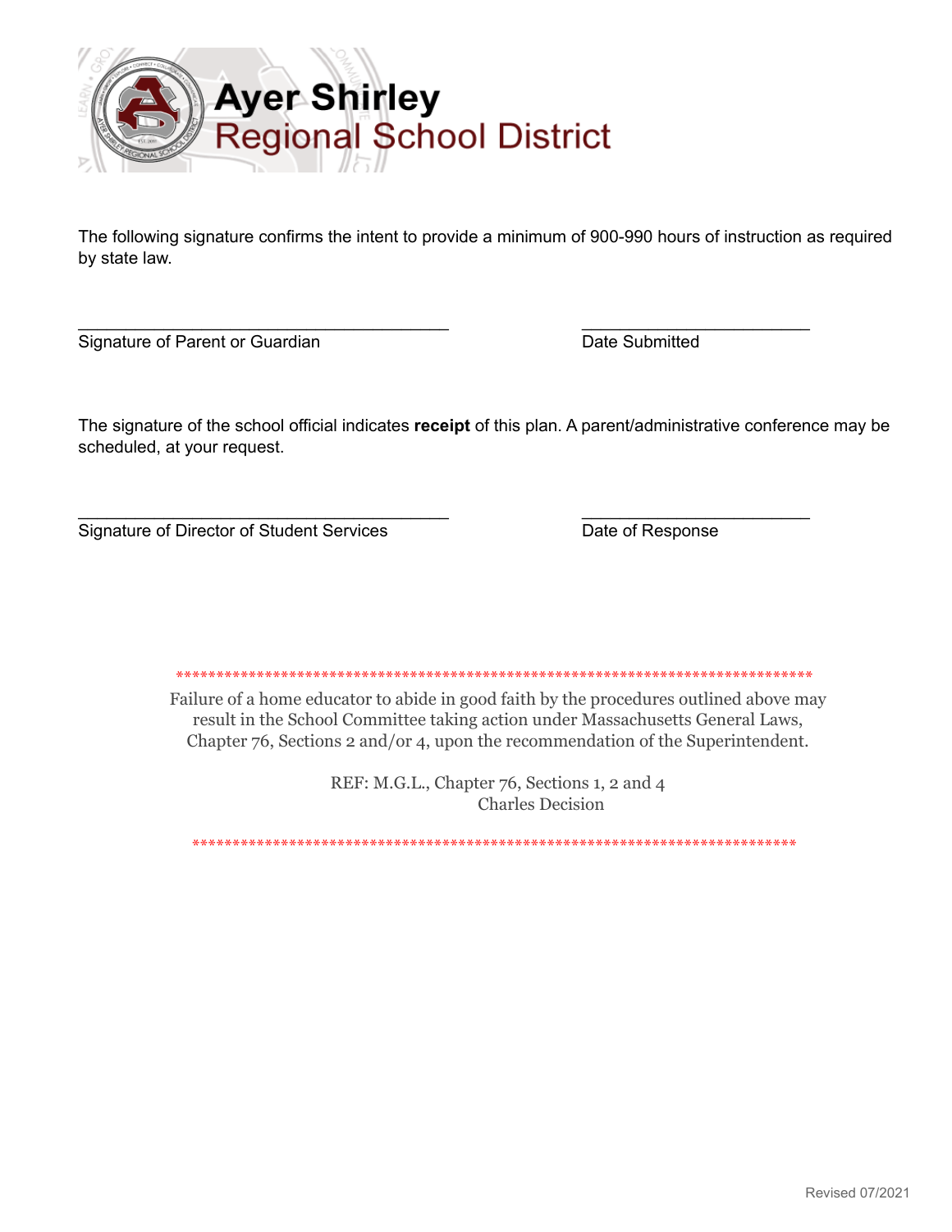# Ayer Shirley Regional School District

The following signature confirms the intent to provide a minimum of 900-990 hours of instruction as required by state law.

\_\_\_\_\_\_\_\_\_\_\_\_\_\_\_\_\_\_\_\_\_\_\_\_\_\_\_\_\_\_\_\_\_\_\_\_\_\_\_\_ \_\_\_\_\_\_\_\_\_\_\_\_\_\_\_\_\_\_\_\_\_\_\_\_\_

Signature of Parent or Guardian                                                     Date Submitted

The signature of the school official indicates **receipt** of this plan. A parent/administrative conference may be scheduled, at your request.

\_\_\_\_\_\_\_\_\_\_\_\_\_\_\_\_\_\_\_\_\_\_\_\_\_\_\_\_\_\_\_\_\_\_\_\_\_\_\_\_ \_\_\_\_\_\_\_\_\_\_\_\_\_\_\_\_\_\_\_\_\_\_\_\_\_

Signature of Director of Student Services                                           Date of Response

*****************************************************************************

Failure of a home educator to abide in good faith by the procedures outlined above may result in the School Committee taking action under Massachusetts General Laws, Chapter 76, Sections 2 and/or 4, upon the recommendation of the Superintendent.

REF: M.G.L., Chapter 76, Sections 1, 2 and 4
Charles Decision

*****************************************************************************

Revised 07/2021